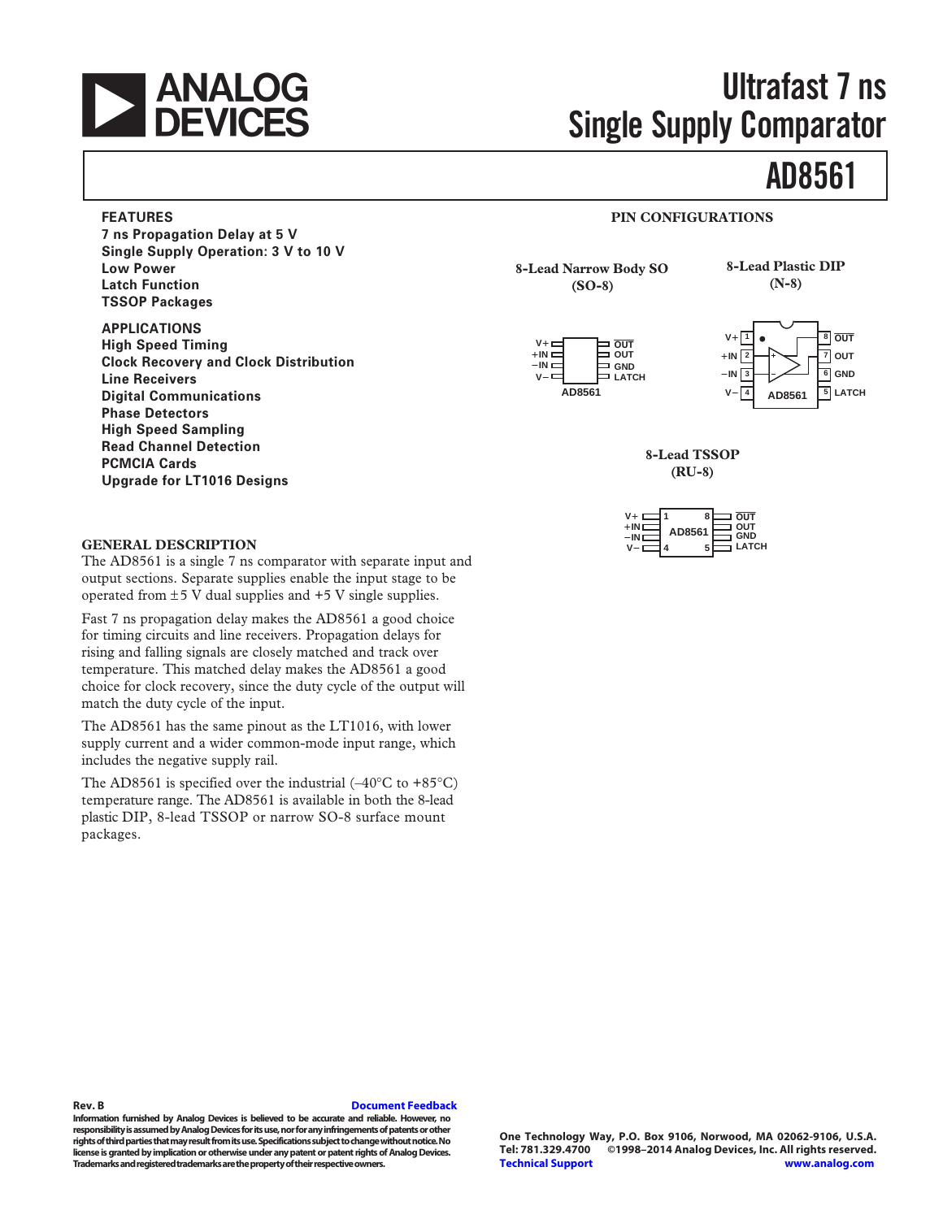# Ultrafast 7 ns Single Supply Comparator

# AD8561

## FEATURES

- 7 ns Propagation Delay at 5 V
- Single Supply Operation: 3 V to 10 V
- Low Power
- Latch Function
- TSSOP Packages

## APPLICATIONS

- High Speed Timing
- Clock Recovery and Clock Distribution
- Line Receivers
- Digital Communications
- Phase Detectors
- High Speed Sampling
- Read Channel Detection
- PCMCIA Cards
- Upgrade for LT1016 Designs

## PIN CONFIGURATIONS

**8-Lead Narrow Body SO (SO-8)**

| Pin | Name | Pin | Name |
|---|---|---|---|
| 1 | V+ | 8 | $\overline{OUT}$ |
| 2 | +IN | 7 | OUT |
| 3 | –IN | 6 | GND |
| 4 | V– | 5 | LATCH |

**8-Lead Plastic DIP (N-8)**

| Pin | Name | Pin | Name |
|---|---|---|---|
| 1 | V+ | 8 | $\overline{OUT}$ |
| 2 | +IN | 7 | OUT |
| 3 | –IN | 6 | GND |
| 4 | V– | 5 | LATCH |

**8-Lead TSSOP (RU-8)**

| Pin | Name | Pin | Name |
|---|---|---|---|
| 1 | V+ | 8 | $\overline{OUT}$ |
| 2 | +IN | 7 | OUT |
| 3 | –IN | 6 | GND |
| 4 | V– | 5 | LATCH |

## GENERAL DESCRIPTION

The AD8561 is a single 7 ns comparator with separate input and output sections. Separate supplies enable the input stage to be operated from ±5 V dual supplies and +5 V single supplies.

Fast 7 ns propagation delay makes the AD8561 a good choice for timing circuits and line receivers. Propagation delays for rising and falling signals are closely matched and track over temperature. This matched delay makes the AD8561 a good choice for clock recovery, since the duty cycle of the output will match the duty cycle of the input.

The AD8561 has the same pinout as the LT1016, with lower supply current and a wider common-mode input range, which includes the negative supply rail.

The AD8561 is specified over the industrial (–40°C to +85°C) temperature range. The AD8561 is available in both the 8-lead plastic DIP, 8-lead TSSOP or narrow SO-8 surface mount packages.

Rev. B

Document Feedback

Information furnished by Analog Devices is believed to be accurate and reliable. However, no responsibility is assumed by Analog Devices for its use, nor for any infringements of patents or other rights of third parties that may result from its use. Specifications subject to change without notice. No license is granted by implication or otherwise under any patent or patent rights of Analog Devices. Trademarks and registered trademarks are the property of their respective owners.

One Technology Way, P.O. Box 9106, Norwood, MA 02062-9106, U.S.A.
Tel: 781.329.4700 ©1998–2014 Analog Devices, Inc. All rights reserved.
Technical Support www.analog.com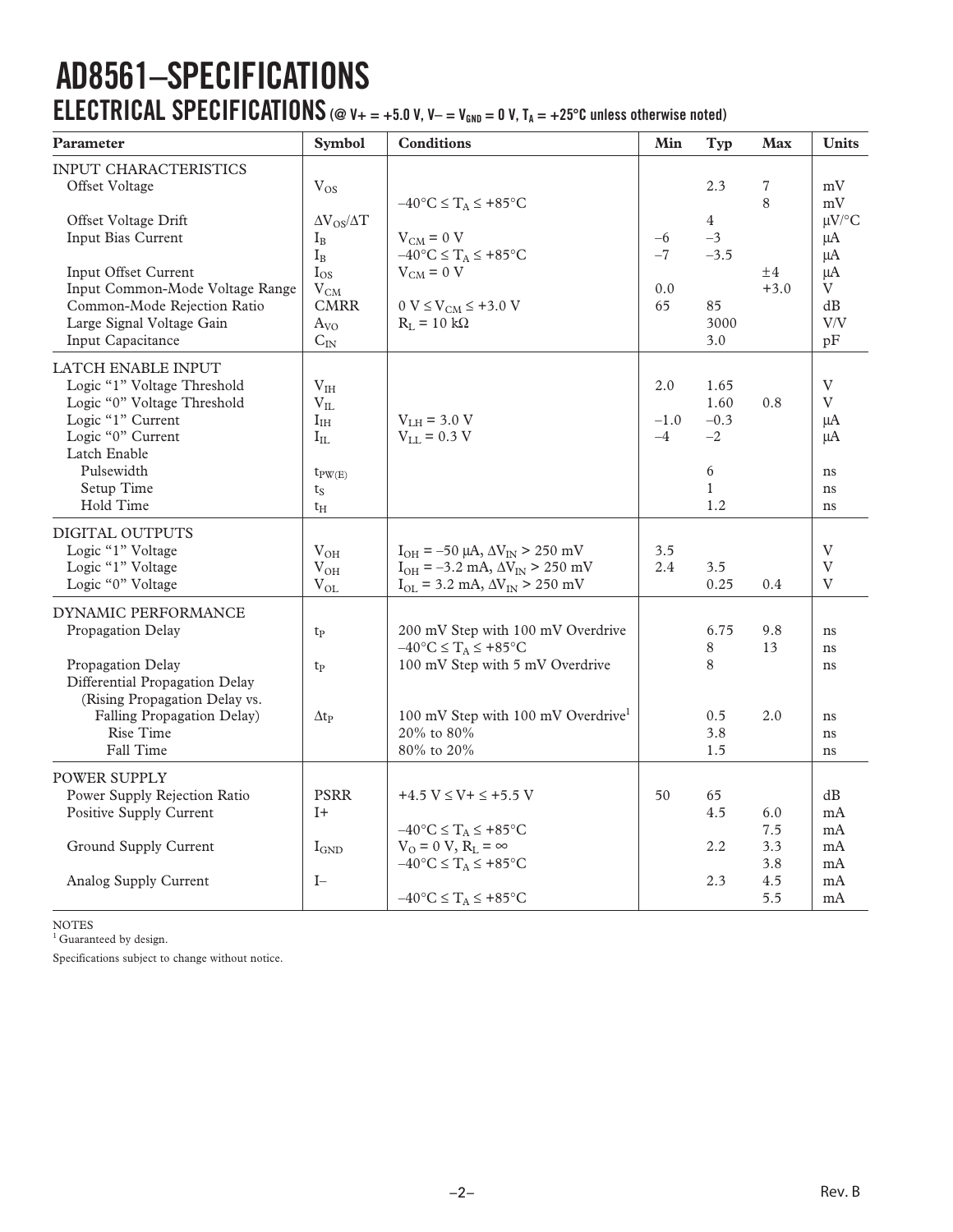# AD8561–SPECIFICATIONS

## ELECTRICAL SPECIFICATIONS (@ V+ = +5.0 V, V– = $V_{GND}$ = 0 V, $T_A$ = +25°C unless otherwise noted)

| Parameter | Symbol | Conditions | Min | Typ | Max | Units |
|---|---|---|---|---|---|---|
| INPUT CHARACTERISTICS | | | | | | |
| Offset Voltage | $V_{OS}$ | | | 2.3 | 7 | mV |
| | | –40°C ≤ $T_A$ ≤ +85°C | | | 8 | mV |
| Offset Voltage Drift | $\Delta V_{OS}/\Delta T$ | | | 4 | | µV/°C |
| Input Bias Current | $I_B$ | $V_{CM}$ = 0 V | –6 | –3 | | µA |
| | $I_B$ | –40°C ≤ $T_A$ ≤ +85°C | –7 | –3.5 | | µA |
| Input Offset Current | $I_{OS}$ | $V_{CM}$ = 0 V | | | ±4 | µA |
| Input Common-Mode Voltage Range | $V_{CM}$ | | 0.0 | | +3.0 | V |
| Common-Mode Rejection Ratio | CMRR | 0 V ≤ $V_{CM}$ ≤ +3.0 V | 65 | 85 | | dB |
| Large Signal Voltage Gain | $A_{VO}$ | $R_L$ = 10 kΩ | | 3000 | | V/V |
| Input Capacitance | $C_{IN}$ | | | 3.0 | | pF |
| LATCH ENABLE INPUT | | | | | | |
| Logic "1" Voltage Threshold | $V_{IH}$ | | 2.0 | 1.65 | | V |
| Logic "0" Voltage Threshold | $V_{IL}$ | | | 1.60 | 0.8 | V |
| Logic "1" Current | $I_{IH}$ | $V_{LH}$ = 3.0 V | –1.0 | –0.3 | | µA |
| Logic "0" Current | $I_{IL}$ | $V_{LL}$ = 0.3 V | –4 | –2 | | µA |
| Latch Enable | | | | | | |
| Pulsewidth | $t_{PW(E)}$ | | | 6 | | ns |
| Setup Time | $t_S$ | | | 1 | | ns |
| Hold Time | $t_H$ | | | 1.2 | | ns |
| DIGITAL OUTPUTS | | | | | | |
| Logic "1" Voltage | $V_{OH}$ | $I_{OH}$ = –50 µA, $\Delta V_{IN}$ > 250 mV | 3.5 | | | V |
| Logic "1" Voltage | $V_{OH}$ | $I_{OH}$ = –3.2 mA, $\Delta V_{IN}$ > 250 mV | 2.4 | 3.5 | | V |
| Logic "0" Voltage | $V_{OL}$ | $I_{OL}$ = 3.2 mA, $\Delta V_{IN}$ > 250 mV | | 0.25 | 0.4 | V |
| DYNAMIC PERFORMANCE | | | | | | |
| Propagation Delay | $t_P$ | 200 mV Step with 100 mV Overdrive | | 6.75 | 9.8 | ns |
| | | –40°C ≤ $T_A$ ≤ +85°C | | 8 | 13 | ns |
| Propagation Delay | $t_P$ | 100 mV Step with 5 mV Overdrive | | 8 | | ns |
| Differential Propagation Delay (Rising Propagation Delay vs. Falling Propagation Delay) | $\Delta t_P$ | 100 mV Step with 100 mV Overdrive[1] | | 0.5 | 2.0 | ns |
| Rise Time | | 20% to 80% | | 3.8 | | ns |
| Fall Time | | 80% to 20% | | 1.5 | | ns |
| POWER SUPPLY | | | | | | |
| Power Supply Rejection Ratio | PSRR | +4.5 V ≤ V+ ≤ +5.5 V | 50 | 65 | | dB |
| Positive Supply Current | I+ | | | 4.5 | 6.0 | mA |
| | | –40°C ≤ $T_A$ ≤ +85°C | | | 7.5 | mA |
| Ground Supply Current | $I_{GND}$ | $V_O$ = 0 V, $R_L$ = ∞ | | 2.2 | 3.3 | mA |
| | | –40°C ≤ $T_A$ ≤ +85°C | | | 3.8 | mA |
| Analog Supply Current | I– | | | 2.3 | 4.5 | mA |
| | | –40°C ≤ $T_A$ ≤ +85°C | | | 5.5 | mA |

NOTES

[1] Guaranteed by design.

Specifications subject to change without notice.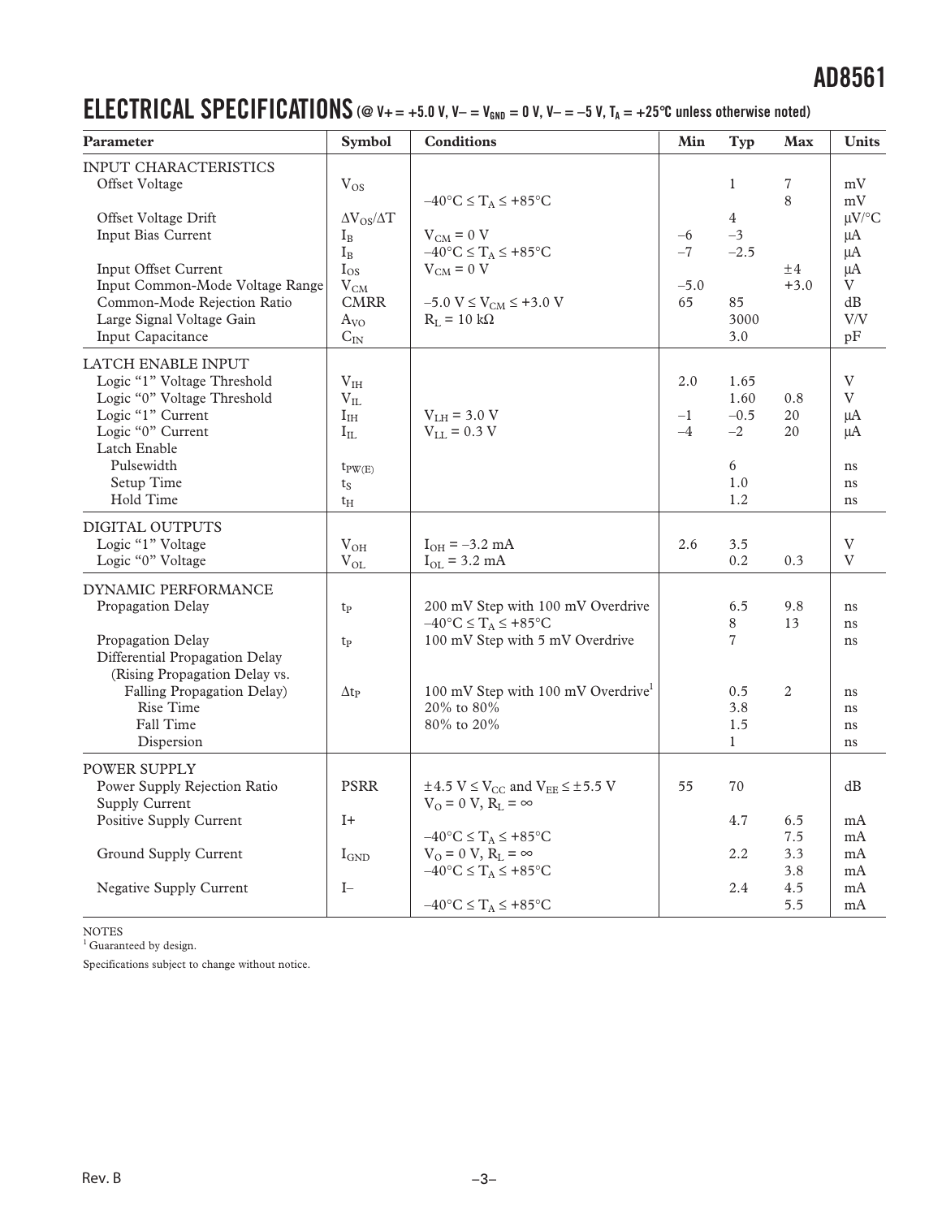## ELECTRICAL SPECIFICATIONS (@ V+ = +5.0 V, V– = $V_{GND}$ = 0 V, V– = –5 V, $T_A$ = +25°C unless otherwise noted)

| Parameter | Symbol | Conditions | Min | Typ | Max | Units |
|---|---|---|---|---|---|---|
| **INPUT CHARACTERISTICS** | | | | | | |
| Offset Voltage | $V_{OS}$ | | | 1 | 7 | mV |
| | | $-40°C \le T_A \le +85°C$ | | | 8 | mV |
| Offset Voltage Drift | $\Delta V_{OS}/\Delta T$ | | | 4 | | µV/°C |
| Input Bias Current | $I_B$ | $V_{CM}$ = 0 V | –6 | –3 | | µA |
| | $I_B$ | $-40°C \le T_A \le +85°C$ | –7 | –2.5 | | µA |
| Input Offset Current | $I_{OS}$ | $V_{CM}$ = 0 V | | | ±4 | µA |
| Input Common-Mode Voltage Range | $V_{CM}$ | | –5.0 | | +3.0 | V |
| Common-Mode Rejection Ratio | CMRR | $-5.0\text{ V} \le V_{CM} \le +3.0\text{ V}$ | 65 | 85 | | dB |
| Large Signal Voltage Gain | $A_{VO}$ | $R_L$ = 10 kΩ | | 3000 | | V/V |
| Input Capacitance | $C_{IN}$ | | | 3.0 | | pF |
| **LATCH ENABLE INPUT** | | | | | | |
| Logic "1" Voltage Threshold | $V_{IH}$ | | 2.0 | 1.65 | | V |
| Logic "0" Voltage Threshold | $V_{IL}$ | | | 1.60 | 0.8 | V |
| Logic "1" Current | $I_{IH}$ | $V_{LH}$ = 3.0 V | –1 | –0.5 | 20 | µA |
| Logic "0" Current | $I_{IL}$ | $V_{LL}$ = 0.3 V | –4 | –2 | 20 | µA |
| Latch Enable | | | | | | |
| Pulsewidth | $t_{PW(E)}$ | | | 6 | | ns |
| Setup Time | $t_S$ | | | 1.0 | | ns |
| Hold Time | $t_H$ | | | 1.2 | | ns |
| **DIGITAL OUTPUTS** | | | | | | |
| Logic "1" Voltage | $V_{OH}$ | $I_{OH}$ = –3.2 mA | 2.6 | 3.5 | | V |
| Logic "0" Voltage | $V_{OL}$ | $I_{OL}$ = 3.2 mA | | 0.2 | 0.3 | V |
| **DYNAMIC PERFORMANCE** | | | | | | |
| Propagation Delay | $t_P$ | 200 mV Step with 100 mV Overdrive | | 6.5 | 9.8 | ns |
| | | $-40°C \le T_A \le +85°C$ | | 8 | 13 | ns |
| Propagation Delay | $t_P$ | 100 mV Step with 5 mV Overdrive | | 7 | | ns |
| Differential Propagation Delay (Rising Propagation Delay vs. Falling Propagation Delay) | $\Delta t_P$ | 100 mV Step with 100 mV Overdrive[1] | | 0.5 | 2 | ns |
| Rise Time | | 20% to 80% | | 3.8 | | ns |
| Fall Time | | 80% to 20% | | 1.5 | | ns |
| Dispersion | | | | 1 | | ns |
| **POWER SUPPLY** | | | | | | |
| Power Supply Rejection Ratio | PSRR | $\pm 4.5\text{ V} \le V_{CC}$ and $V_{EE} \le \pm 5.5\text{ V}$ | 55 | 70 | | dB |
| Supply Current | | $V_O$ = 0 V, $R_L = \infty$ | | | | |
| Positive Supply Current | I+ | | | 4.7 | 6.5 | mA |
| | | $-40°C \le T_A \le +85°C$ | | | 7.5 | mA |
| Ground Supply Current | $I_{GND}$ | $V_O$ = 0 V, $R_L = \infty$ | | 2.2 | 3.3 | mA |
| | | $-40°C \le T_A \le +85°C$ | | | 3.8 | mA |
| Negative Supply Current | I– | | | 2.4 | 4.5 | mA |
| | | $-40°C \le T_A \le +85°C$ | | | 5.5 | mA |

NOTES
[1] Guaranteed by design.

Specifications subject to change without notice.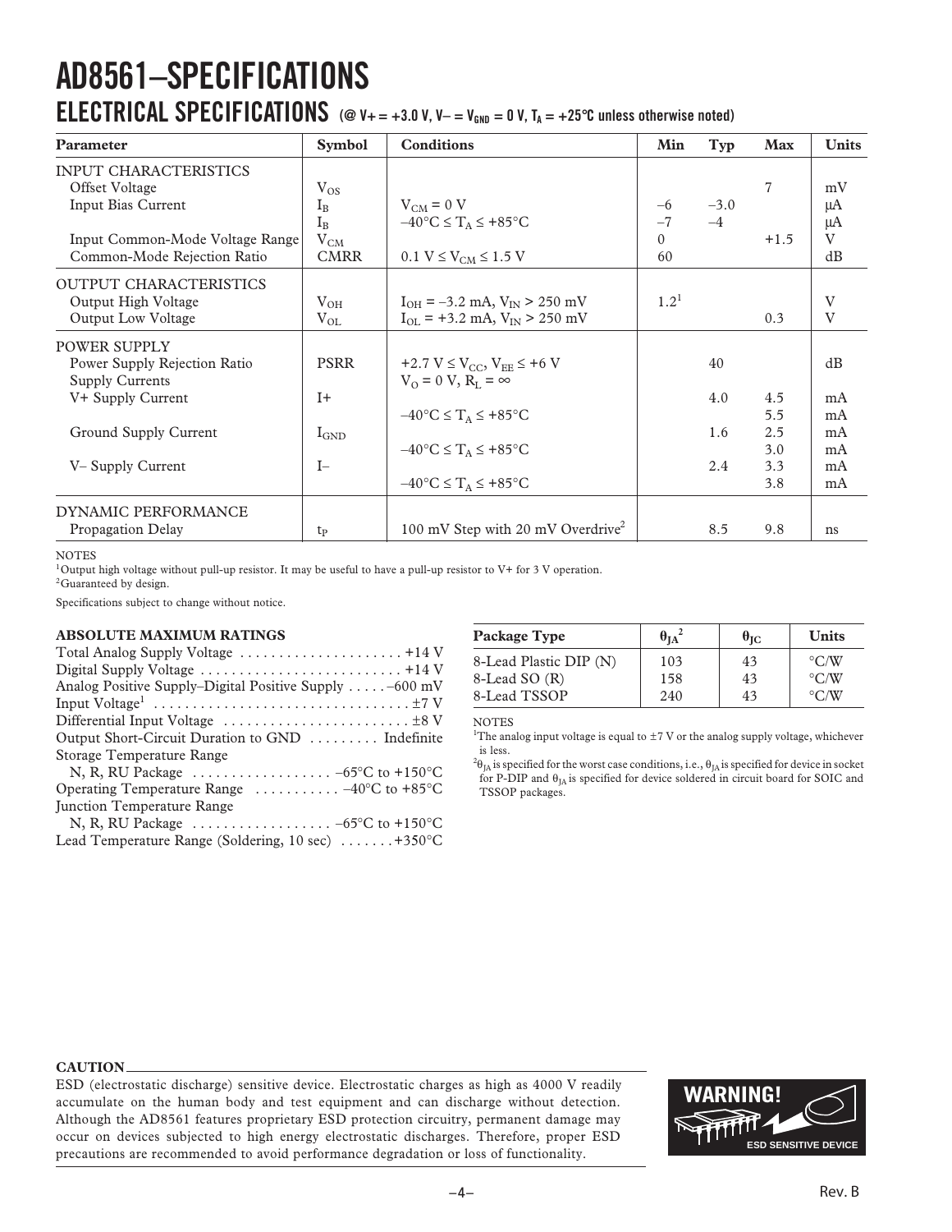# AD8561–SPECIFICATIONS

## ELECTRICAL SPECIFICATIONS (@ V+ = +3.0 V, V– = $V_{GND}$ = 0 V, $T_A$ = +25°C unless otherwise noted)

| Parameter | Symbol | Conditions | Min | Typ | Max | Units |
|---|---|---|---|---|---|---|
| INPUT CHARACTERISTICS | | | | | | |
| Offset Voltage | $V_{OS}$ | | | | 7 | mV |
| Input Bias Current | $I_B$ | $V_{CM}$ = 0 V | –6 | –3.0 | | µA |
| | $I_B$ | –40°C ≤ $T_A$ ≤ +85°C | –7 | –4 | | µA |
| Input Common-Mode Voltage Range | $V_{CM}$ | | 0 | | +1.5 | V |
| Common-Mode Rejection Ratio | CMRR | 0.1 V ≤ $V_{CM}$ ≤ 1.5 V | 60 | | | dB |
| OUTPUT CHARACTERISTICS | | | | | | |
| Output High Voltage | $V_{OH}$ | $I_{OH}$ = –3.2 mA, $V_{IN}$ > 250 mV | 1.2[1] | | | V |
| Output Low Voltage | $V_{OL}$ | $I_{OL}$ = +3.2 mA, $V_{IN}$ > 250 mV | | | 0.3 | V |
| POWER SUPPLY | | | | | | |
| Power Supply Rejection Ratio | PSRR | +2.7 V ≤ $V_{CC}$, $V_{EE}$ ≤ +6 V | | 40 | | dB |
| Supply Currents | | $V_O$ = 0 V, $R_L$ = ∞ | | | | |
| V+ Supply Current | I+ | | | 4.0 | 4.5 | mA |
| | | –40°C ≤ $T_A$ ≤ +85°C | | | 5.5 | mA |
| Ground Supply Current | $I_{GND}$ | | | 1.6 | 2.5 | mA |
| | | –40°C ≤ $T_A$ ≤ +85°C | | | 3.0 | mA |
| V– Supply Current | I– | | | 2.4 | 3.3 | mA |
| | | –40°C ≤ $T_A$ ≤ +85°C | | | 3.8 | mA |
| DYNAMIC PERFORMANCE | | | | | | |
| Propagation Delay | $t_P$ | 100 mV Step with 20 mV Overdrive[2] | | 8.5 | 9.8 | ns |

NOTES

[1]Output high voltage without pull-up resistor. It may be useful to have a pull-up resistor to V+ for 3 V operation.

[2]Guaranteed by design.

Specifications subject to change without notice.

**ABSOLUTE MAXIMUM RATINGS**

Total Analog Supply Voltage . . . . . . . . . . . . . . . . . . . . . +14 V
Digital Supply Voltage . . . . . . . . . . . . . . . . . . . . . . . . . . +14 V
Analog Positive Supply–Digital Positive Supply . . . . . –600 mV
Input Voltage[1] . . . . . . . . . . . . . . . . . . . . . . . . . . . . . . . . ±7 V
Differential Input Voltage . . . . . . . . . . . . . . . . . . . . . . . . ±8 V
Output Short-Circuit Duration to GND . . . . . . . . . Indefinite
Storage Temperature Range
N, R, RU Package . . . . . . . . . . . . . . . . . . –65°C to +150°C
Operating Temperature Range . . . . . . . . . . . –40°C to +85°C
Junction Temperature Range
N, R, RU Package . . . . . . . . . . . . . . . . . . –65°C to +150°C
Lead Temperature Range (Soldering, 10 sec) . . . . . . . +350°C

| Package Type | $\theta_{JA}$[2] | $\theta_{JC}$ | Units |
|---|---|---|---|
| 8-Lead Plastic DIP (N) | 103 | 43 | °C/W |
| 8-Lead SO (R) | 158 | 43 | °C/W |
| 8-Lead TSSOP | 240 | 43 | °C/W |

NOTES

[1]The analog input voltage is equal to ±7 V or the analog supply voltage, whichever is less.

[2]$\theta_{JA}$ is specified for the worst case conditions, i.e., $\theta_{JA}$ is specified for device in socket for P-DIP and $\theta_{JA}$ is specified for device soldered in circuit board for SOIC and TSSOP packages.

**CAUTION**

ESD (electrostatic discharge) sensitive device. Electrostatic charges as high as 4000 V readily accumulate on the human body and test equipment and can discharge without detection. Although the AD8561 features proprietary ESD protection circuitry, permanent damage may occur on devices subjected to high energy electrostatic discharges. Therefore, proper ESD precautions are recommended to avoid performance degradation or loss of functionality.

WARNING!

ESD SENSITIVE DEVICE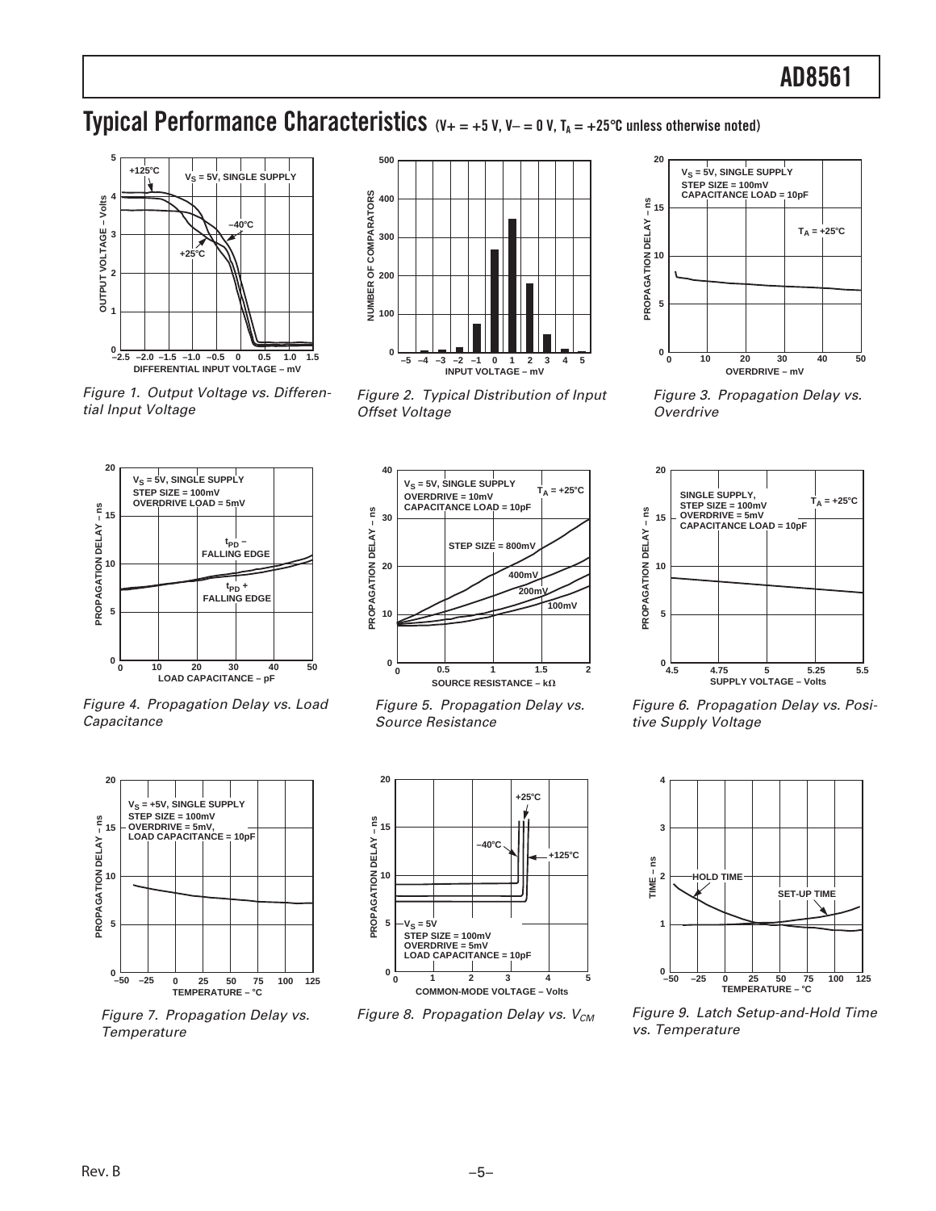## Typical Performance Characteristics (V+ = +5 V, V– = 0 V, $T_A$ = +25°C unless otherwise noted)

Figure 1. Output Voltage vs. Differential Input Voltage

Figure 2. Typical Distribution of Input Offset Voltage

Figure 3. Propagation Delay vs. Overdrive

Figure 4. Propagation Delay vs. Load Capacitance

Figure 5. Propagation Delay vs. Source Resistance

Figure 6. Propagation Delay vs. Positive Supply Voltage

Figure 7. Propagation Delay vs. Temperature

Figure 8. Propagation Delay vs. $V_{CM}$

Figure 9. Latch Setup-and-Hold Time vs. Temperature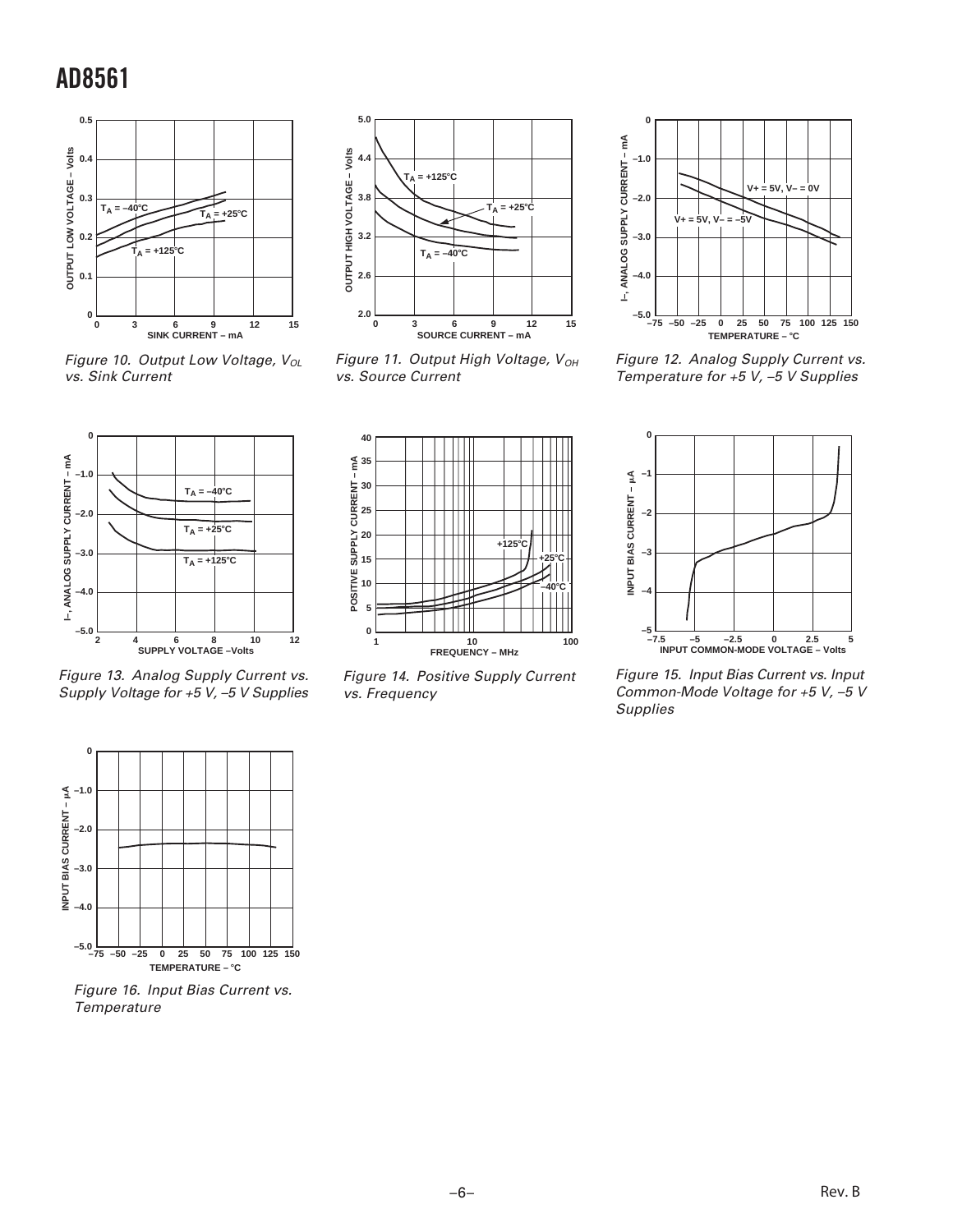Figure 10. Output Low Voltage, $V_{OL}$ vs. Sink Current

Figure 11. Output High Voltage, $V_{OH}$ vs. Source Current

Figure 12. Analog Supply Current vs. Temperature for +5 V, –5 V Supplies

Figure 13. Analog Supply Current vs. Supply Voltage for +5 V, –5 V Supplies

Figure 14. Positive Supply Current vs. Frequency

Figure 15. Input Bias Current vs. Input Common-Mode Voltage for +5 V, –5 V Supplies

Figure 16. Input Bias Current vs. Temperature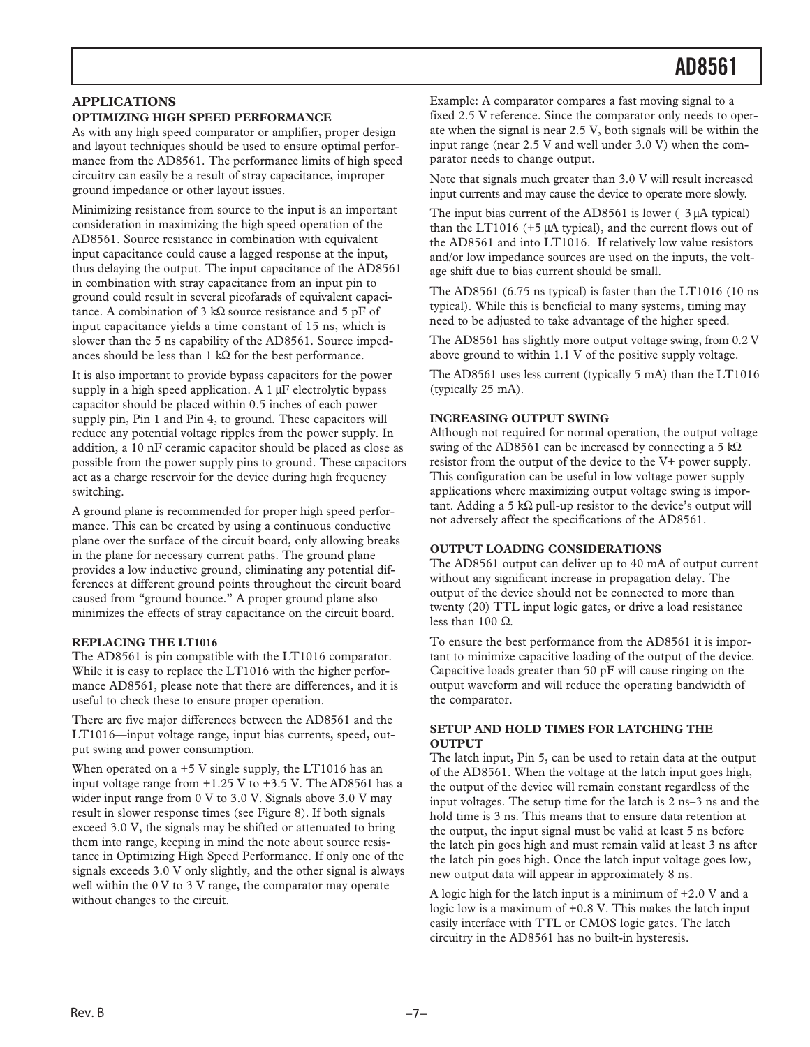## APPLICATIONS

### OPTIMIZING HIGH SPEED PERFORMANCE

As with any high speed comparator or amplifier, proper design and layout techniques should be used to ensure optimal performance from the AD8561. The performance limits of high speed circuitry can easily be a result of stray capacitance, improper ground impedance or other layout issues.

Minimizing resistance from source to the input is an important consideration in maximizing the high speed operation of the AD8561. Source resistance in combination with equivalent input capacitance could cause a lagged response at the input, thus delaying the output. The input capacitance of the AD8561 in combination with stray capacitance from an input pin to ground could result in several picofarads of equivalent capacitance. A combination of 3 kΩ source resistance and 5 pF of input capacitance yields a time constant of 15 ns, which is slower than the 5 ns capability of the AD8561. Source impedances should be less than 1 kΩ for the best performance.

It is also important to provide bypass capacitors for the power supply in a high speed application. A 1 µF electrolytic bypass capacitor should be placed within 0.5 inches of each power supply pin, Pin 1 and Pin 4, to ground. These capacitors will reduce any potential voltage ripples from the power supply. In addition, a 10 nF ceramic capacitor should be placed as close as possible from the power supply pins to ground. These capacitors act as a charge reservoir for the device during high frequency switching.

A ground plane is recommended for proper high speed performance. This can be created by using a continuous conductive plane over the surface of the circuit board, only allowing breaks in the plane for necessary current paths. The ground plane provides a low inductive ground, eliminating any potential differences at different ground points throughout the circuit board caused from "ground bounce." A proper ground plane also minimizes the effects of stray capacitance on the circuit board.

### REPLACING THE LT1016

The AD8561 is pin compatible with the LT1016 comparator. While it is easy to replace the LT1016 with the higher performance AD8561, please note that there are differences, and it is useful to check these to ensure proper operation.

There are five major differences between the AD8561 and the LT1016—input voltage range, input bias currents, speed, output swing and power consumption.

When operated on a +5 V single supply, the LT1016 has an input voltage range from +1.25 V to +3.5 V. The AD8561 has a wider input range from 0 V to 3.0 V. Signals above 3.0 V may result in slower response times (see Figure 8). If both signals exceed 3.0 V, the signals may be shifted or attenuated to bring them into range, keeping in mind the note about source resistance in Optimizing High Speed Performance. If only one of the signals exceeds 3.0 V only slightly, and the other signal is always well within the 0 V to 3 V range, the comparator may operate without changes to the circuit.

Example: A comparator compares a fast moving signal to a fixed 2.5 V reference. Since the comparator only needs to operate when the signal is near 2.5 V, both signals will be within the input range (near 2.5 V and well under 3.0 V) when the comparator needs to change output.

Note that signals much greater than 3.0 V will result increased input currents and may cause the device to operate more slowly.

The input bias current of the AD8561 is lower (–3 µA typical) than the LT1016 (+5 µA typical), and the current flows out of the AD8561 and into LT1016. If relatively low value resistors and/or low impedance sources are used on the inputs, the voltage shift due to bias current should be small.

The AD8561 (6.75 ns typical) is faster than the LT1016 (10 ns typical). While this is beneficial to many systems, timing may need to be adjusted to take advantage of the higher speed.

The AD8561 has slightly more output voltage swing, from 0.2 V above ground to within 1.1 V of the positive supply voltage.

The AD8561 uses less current (typically 5 mA) than the LT1016 (typically 25 mA).

### INCREASING OUTPUT SWING

Although not required for normal operation, the output voltage swing of the AD8561 can be increased by connecting a 5 kΩ resistor from the output of the device to the V+ power supply. This configuration can be useful in low voltage power supply applications where maximizing output voltage swing is important. Adding a 5 kΩ pull-up resistor to the device's output will not adversely affect the specifications of the AD8561.

### OUTPUT LOADING CONSIDERATIONS

The AD8561 output can deliver up to 40 mA of output current without any significant increase in propagation delay. The output of the device should not be connected to more than twenty (20) TTL input logic gates, or drive a load resistance less than 100 Ω.

To ensure the best performance from the AD8561 it is important to minimize capacitive loading of the output of the device. Capacitive loads greater than 50 pF will cause ringing on the output waveform and will reduce the operating bandwidth of the comparator.

### SETUP AND HOLD TIMES FOR LATCHING THE OUTPUT

The latch input, Pin 5, can be used to retain data at the output of the AD8561. When the voltage at the latch input goes high, the output of the device will remain constant regardless of the input voltages. The setup time for the latch is 2 ns–3 ns and the hold time is 3 ns. This means that to ensure data retention at the output, the input signal must be valid at least 5 ns before the latch pin goes high and must remain valid at least 3 ns after the latch pin goes high. Once the latch input voltage goes low, new output data will appear in approximately 8 ns.

A logic high for the latch input is a minimum of +2.0 V and a logic low is a maximum of +0.8 V. This makes the latch input easily interface with TTL or CMOS logic gates. The latch circuitry in the AD8561 has no built-in hysteresis.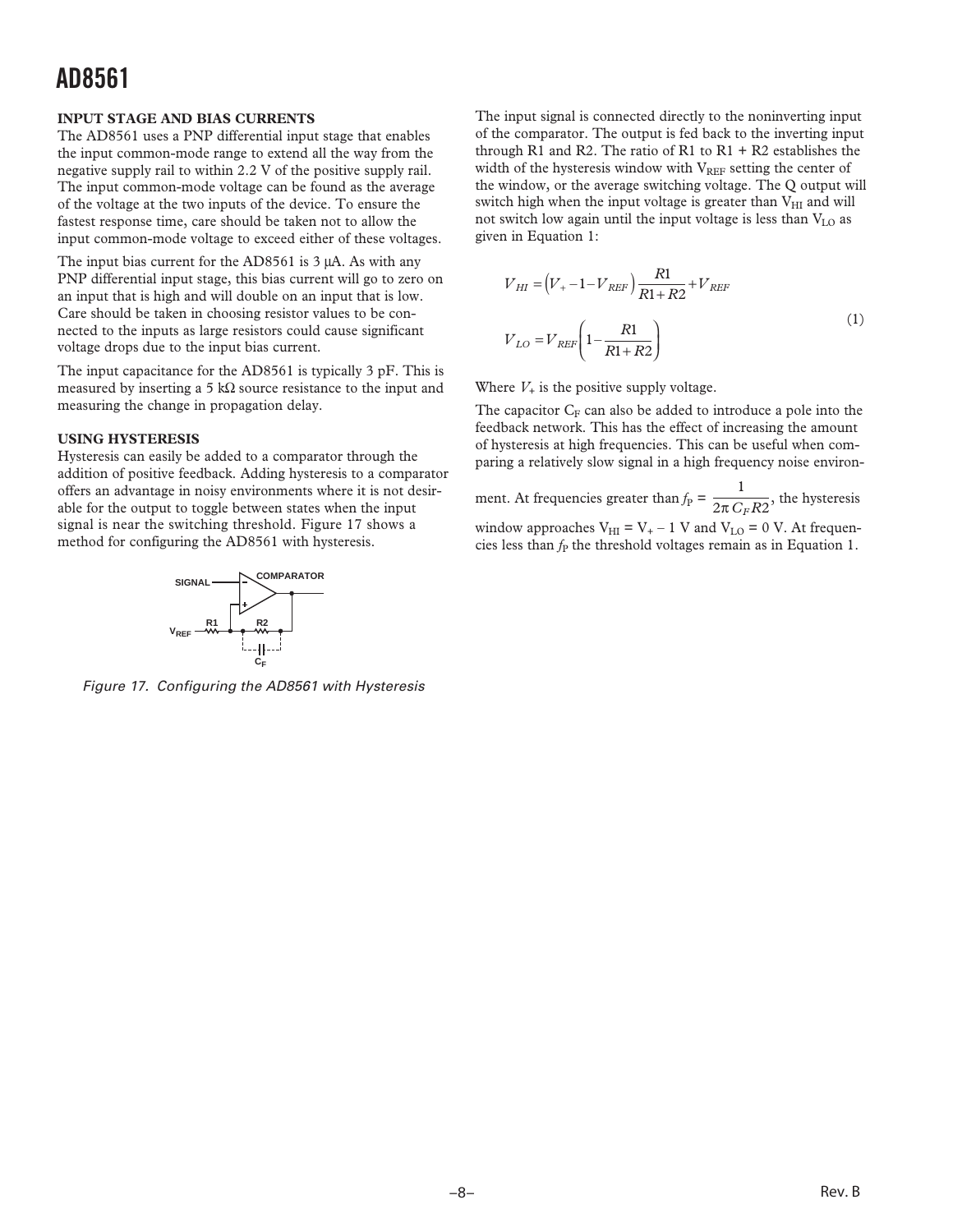### INPUT STAGE AND BIAS CURRENTS

The AD8561 uses a PNP differential input stage that enables the input common-mode range to extend all the way from the negative supply rail to within 2.2 V of the positive supply rail. The input common-mode voltage can be found as the average of the voltage at the two inputs of the device. To ensure the fastest response time, care should be taken not to allow the input common-mode voltage to exceed either of these voltages.

The input bias current for the AD8561 is 3 µA. As with any PNP differential input stage, this bias current will go to zero on an input that is high and will double on an input that is low. Care should be taken in choosing resistor values to be connected to the inputs as large resistors could cause significant voltage drops due to the input bias current.

The input capacitance for the AD8561 is typically 3 pF. This is measured by inserting a 5 kΩ source resistance to the input and measuring the change in propagation delay.

### USING HYSTERESIS

Hysteresis can easily be added to a comparator through the addition of positive feedback. Adding hysteresis to a comparator offers an advantage in noisy environments where it is not desirable for the output to toggle between states when the input signal is near the switching threshold. Figure 17 shows a method for configuring the AD8561 with hysteresis.

SIGNAL, COMPARATOR, $V_{REF}$, R1, R2, $C_F$

*Figure 17. Configuring the AD8561 with Hysteresis*

The input signal is connected directly to the noninverting input of the comparator. The output is fed back to the inverting input through R1 and R2. The ratio of R1 to R1 + R2 establishes the width of the hysteresis window with $V_{REF}$ setting the center of the window, or the average switching voltage. The Q output will switch high when the input voltage is greater than $V_{HI}$ and will not switch low again until the input voltage is less than $V_{LO}$ as given in Equation 1:

$$V_{HI} = \left(V_{+} - 1 - V_{REF}\right)\frac{R1}{R1 + R2} + V_{REF}$$

$$V_{LO} = V_{REF}\left(1 - \frac{R1}{R1 + R2}\right) \tag{1}$$

Where $V_{+}$ is the positive supply voltage.

The capacitor $C_F$ can also be added to introduce a pole into the feedback network. This has the effect of increasing the amount of hysteresis at high frequencies. This can be useful when comparing a relatively slow signal in a high frequency noise environment. At frequencies greater than $f_P = \frac{1}{2\pi C_F R2}$, the hysteresis window approaches $V_{HI} = V_{+} - 1$ V and $V_{LO} = 0$ V. At frequencies less than $f_P$ the threshold voltages remain as in Equation 1.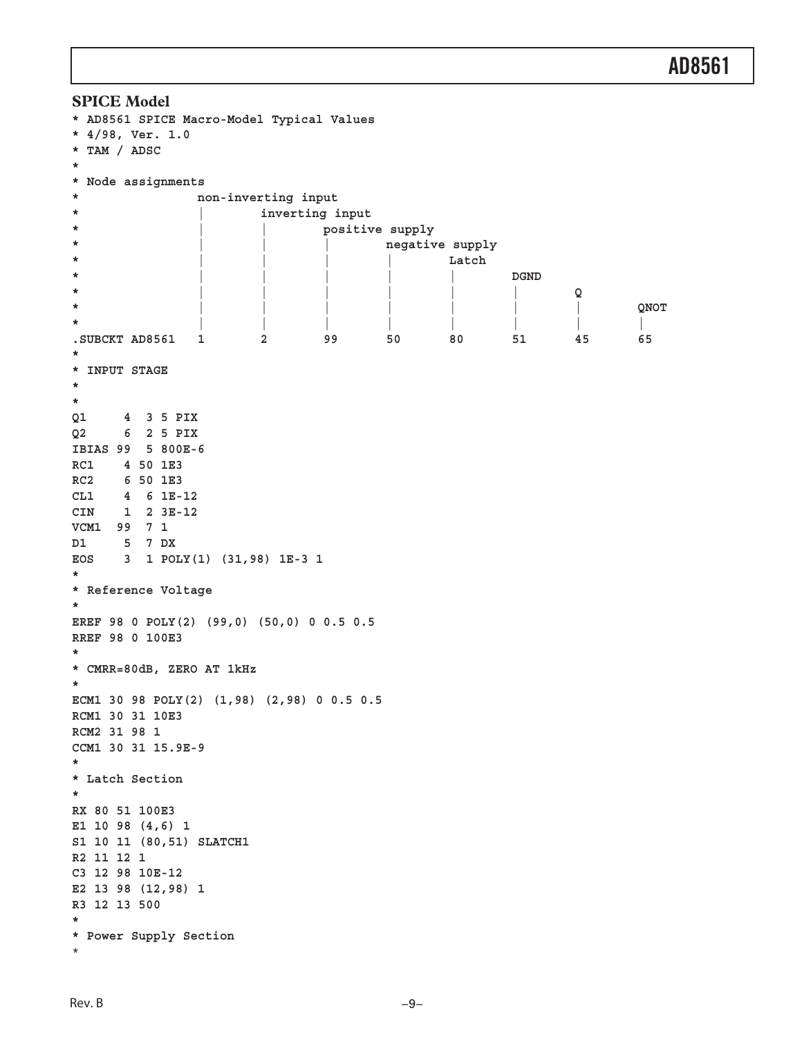## SPICE Model

```
* AD8561 SPICE Macro-Model Typical Values
* 4/98, Ver. 1.0
* TAM / ADSC
*
* Node assignments
*                 non-inverting input
*                 |        inverting input
*                 |        |        positive supply
*                 |        |        |        negative supply
*                 |        |        |        |        Latch
*                 |        |        |        |        |        DGND
*                 |        |        |        |        |        |        Q
*                 |        |        |        |        |        |        |        QNOT
*                 |        |        |        |        |        |        |        |
.SUBCKT AD8561   1        2        99       50       80       51       45       65
*
* INPUT STAGE
*
*
Q1     4  3 5 PIX
Q2     6  2 5 PIX
IBIAS 99  5 800E-6
RC1    4 50 1E3
RC2    6 50 1E3
CL1    4  6 1E-12
CIN    1  2 3E-12
VCM1  99  7 1
D1     5  7 DX
EOS    3  1 POLY(1) (31,98) 1E-3 1
*
* Reference Voltage
*
EREF 98 0 POLY(2) (99,0) (50,0) 0 0.5 0.5
RREF 98 0 100E3
*
* CMRR=80dB, ZERO AT 1kHz
*
ECM1 30 98 POLY(2) (1,98) (2,98) 0 0.5 0.5
RCM1 30 31 10E3
RCM2 31 98 1
CCM1 30 31 15.9E-9
*
* Latch Section
*
RX 80 51 100E3
E1 10 98 (4,6) 1
S1 10 11 (80,51) SLATCH1
R2 11 12 1
C3 12 98 10E-12
E2 13 98 (12,98) 1
R3 12 13 500
*
* Power Supply Section
*
```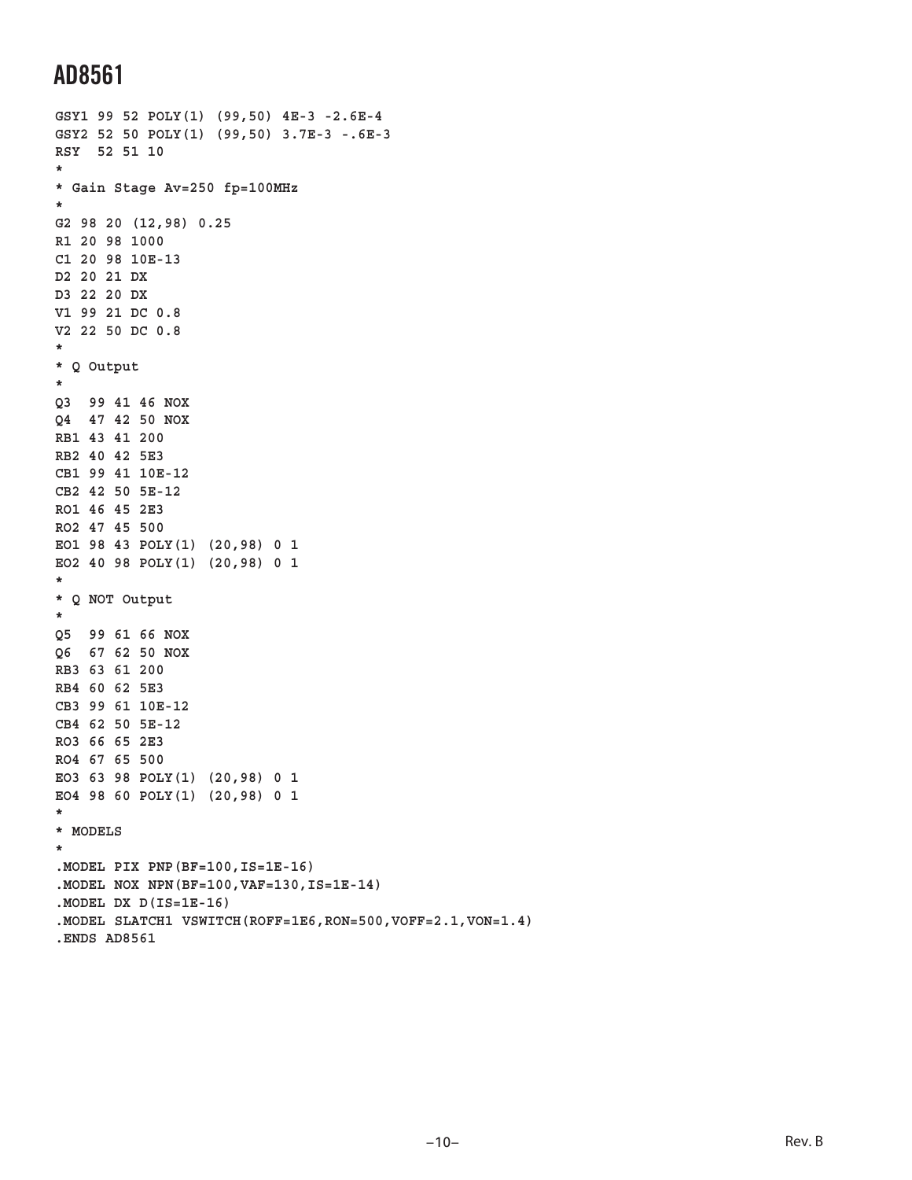```
GSY1 99 52 POLY(1) (99,50) 4E-3 -2.6E-4
GSY2 52 50 POLY(1) (99,50) 3.7E-3 -.6E-3
RSY  52 51 10
*
* Gain Stage Av=250 fp=100MHz
*
G2 98 20 (12,98) 0.25
R1 20 98 1000
C1 20 98 10E-13
D2 20 21 DX
D3 22 20 DX
V1 99 21 DC 0.8
V2 22 50 DC 0.8
*
* Q Output
*
Q3  99 41 46 NOX
Q4  47 42 50 NOX
RB1 43 41 200
RB2 40 42 5E3
CB1 99 41 10E-12
CB2 42 50 5E-12
RO1 46 45 2E3
RO2 47 45 500
EO1 98 43 POLY(1) (20,98) 0 1
EO2 40 98 POLY(1) (20,98) 0 1
*
* Q NOT Output
*
Q5  99 61 66 NOX
Q6  67 62 50 NOX
RB3 63 61 200
RB4 60 62 5E3
CB3 99 61 10E-12
CB4 62 50 5E-12
RO3 66 65 2E3
RO4 67 65 500
EO3 63 98 POLY(1) (20,98) 0 1
EO4 98 60 POLY(1) (20,98) 0 1
*
* MODELS
*
.MODEL PIX PNP(BF=100,IS=1E-16)
.MODEL NOX NPN(BF=100,VAF=130,IS=1E-14)
.MODEL DX D(IS=1E-16)
.MODEL SLATCH1 VSWITCH(ROFF=1E6,RON=500,VOFF=2.1,VON=1.4)
.ENDS AD8561
```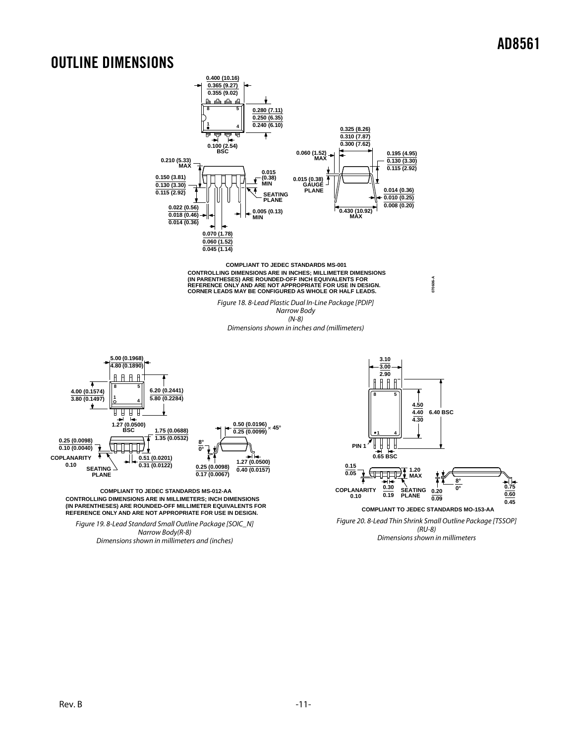# OUTLINE DIMENSIONS

COMPLIANT TO JEDEC STANDARDS MS-001

CONTROLLING DIMENSIONS ARE IN INCHES; MILLIMETER DIMENSIONS (IN PARENTHESES) ARE ROUNDED-OFF INCH EQUIVALENTS FOR REFERENCE ONLY AND ARE NOT APPROPRIATE FOR USE IN DESIGN. CORNER LEADS MAY BE CONFIGURED AS WHOLE OR HALF LEADS.

*Figure 18. 8-Lead Plastic Dual In-Line Package [PDIP]*
*Narrow Body*
*(N-8)*
*Dimensions shown in inches and (millimeters)*

COMPLIANT TO JEDEC STANDARDS MS-012-AA

CONTROLLING DIMENSIONS ARE IN MILLIMETERS; INCH DIMENSIONS (IN PARENTHESES) ARE ROUNDED-OFF MILLIMETER EQUIVALENTS FOR REFERENCE ONLY AND ARE NOT APPROPRIATE FOR USE IN DESIGN.

*Figure 19. 8-Lead Standard Small Outline Package [SOIC_N]*
*Narrow Body(R-8)*
*Dimensions shown in millimeters and (inches)*

COMPLIANT TO JEDEC STANDARDS MO-153-AA

*Figure 20. 8-Lead Thin Shrink Small Outline Package [TSSOP]*
*(RU-8)*
*Dimensions shown in millimeters*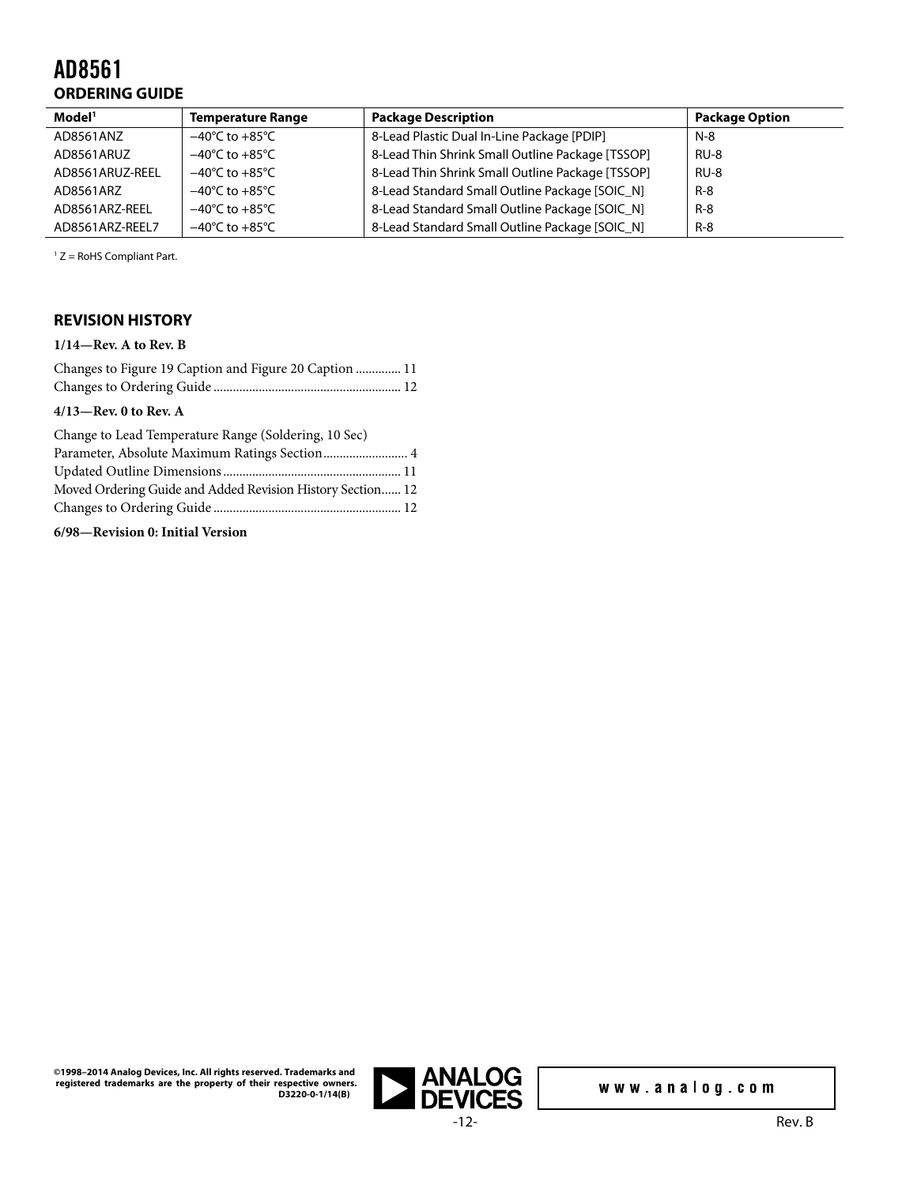## ORDERING GUIDE

| Model[1] | Temperature Range | Package Description | Package Option |
|---|---|---|---|
| AD8561ANZ | −40°C to +85°C | 8-Lead Plastic Dual In-Line Package [PDIP] | N-8 |
| AD8561ARUZ | −40°C to +85°C | 8-Lead Thin Shrink Small Outline Package [TSSOP] | RU-8 |
| AD8561ARUZ-REEL | −40°C to +85°C | 8-Lead Thin Shrink Small Outline Package [TSSOP] | RU-8 |
| AD8561ARZ | −40°C to +85°C | 8-Lead Standard Small Outline Package [SOIC_N] | R-8 |
| AD8561ARZ-REEL | −40°C to +85°C | 8-Lead Standard Small Outline Package [SOIC_N] | R-8 |
| AD8561ARZ-REEL7 | −40°C to +85°C | 8-Lead Standard Small Outline Package [SOIC_N] | R-8 |

[1] Z = RoHS Compliant Part.

## REVISION HISTORY

**1/14—Rev. A to Rev. B**

Changes to Figure 19 Caption and Figure 20 Caption .............. 11
Changes to Ordering Guide .......................................................... 12

**4/13—Rev. 0 to Rev. A**

Change to Lead Temperature Range (Soldering, 10 Sec)
Parameter, Absolute Maximum Ratings Section.......................... 4
Updated Outline Dimensions ....................................................... 11
Moved Ordering Guide and Added Revision History Section...... 12
Changes to Ordering Guide .......................................................... 12

**6/98—Revision 0: Initial Version**

©1998–2014 Analog Devices, Inc. All rights reserved. Trademarks and registered trademarks are the property of their respective owners. D3220-0-1/14(B)

www.analog.com